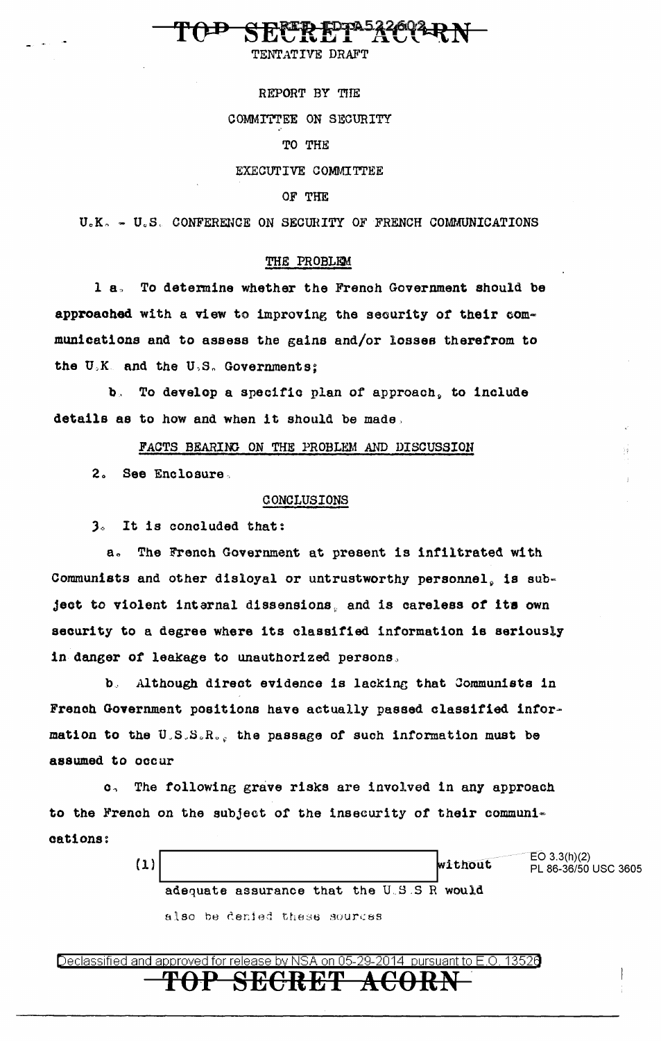TOP SECRET ACORN

TENTATIVE DRAFT

REPORT BY THE

COMMITTEE ON SECURITY

TO THE

EXECUTIVE COMMITTEE

OF THE

U.K. - U.S. CONFERENCE ON SECURITY OF FRENCH COMMUNICATIONS

## THE PROBLEM

1 a. To determine whether the French Government should be approached with a view to improving the security of their communications and to assess the gains and/or losses therefrom to the U.K. and the U.S. Governments;

b. To develop a specific plan of approach, to include details as to how and when it should be made.

## FACTS BEARING ON THE PROBLEM AND DISCUSSION

2. See Enclosure.

## CONCLUSIONS

3. It is concluded that:

a. The French Government at present is infiltrated with Communists and other disloyal or untrustworthy personnel, is subject to violent internal dissensions, and is careless of its own security to a degree where its classified information is seriously in danger of leakage to unauthorized persons.

b. Although direct evidence is lacking that Communists in French Government positions have actually passed classified information to the U.S.S.R., the passage of such information must be assumed to occur

c. The following grave risks are involved in any approach to the French on the subject of the insecurity of their communications:

(1) [REDACTED] without adequate assurance that the U.S.S.R. would also be denied these sources

EO 3.3(h)(2)
PL 86-36/50 USC 3605

Declassified and approved for release by NSA on 05-29-2014 pursuant to E.O. 13526

TOP SECRET ACORN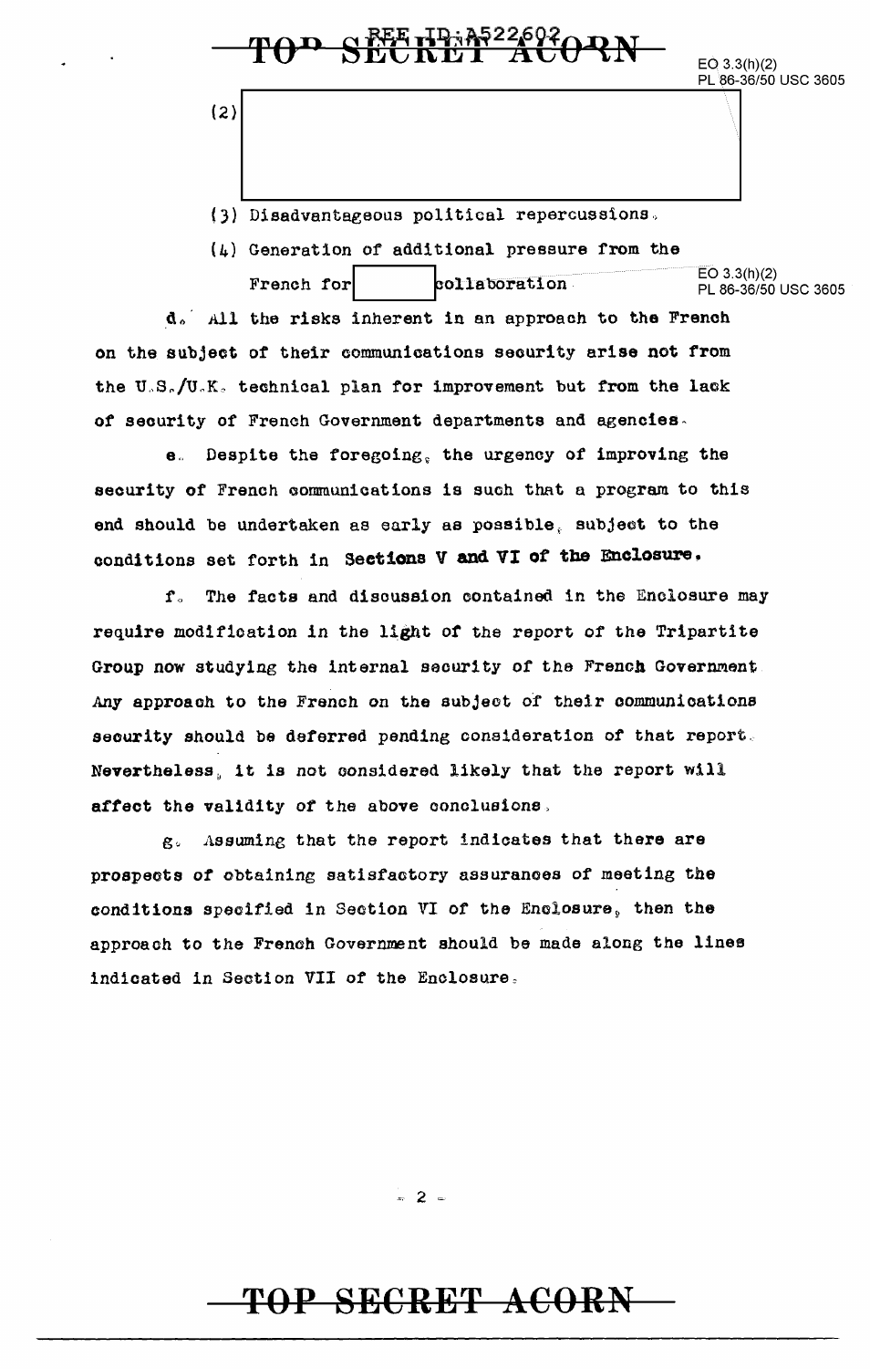(2) [redacted]

(3) Disadvantageous political repercussions.

(4) Generation of additional pressure from the French for [redacted] collaboration.

EO 3.3(h)(2)
PL 86-36/50 USC 3605

d. All the risks inherent in an approach to the French on the subject of their communications security arise not from the U.S./U.K. technical plan for improvement but from the lack of security of French Government departments and agencies.

e. Despite the foregoing, the urgency of improving the security of French communications is such that a program to this end should be undertaken as early as possible, subject to the conditions set forth in **Sections V and VI of the Enclosure.**

f. The facts and discussion contained in the Enclosure may require modification in the light of the report of the Tripartite Group now studying the internal security of the French Government. Any approach to the French on the subject of their communications security should be deferred pending consideration of that report. Nevertheless, it is not considered likely that the report will affect the validity of the above conclusions.

g. Assuming that the report indicates that there are prospects of obtaining satisfactory assurances of meeting the conditions specified in Section VI of the Enclosure, then the approach to the French Government should be made along the lines indicated in Section VII of the Enclosure.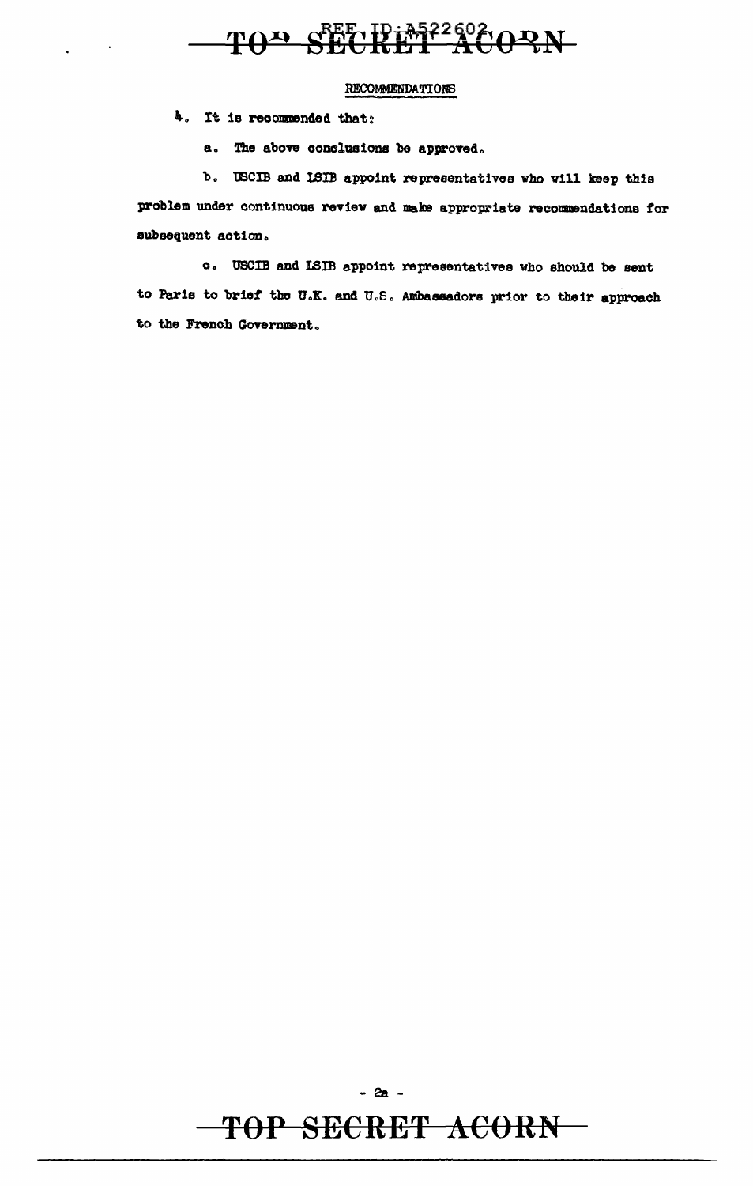## RECOMMENDATIONS

4. It is recommended that:

   a. The above conclusions be approved.

   b. USCIB and LSIB appoint representatives who will keep this problem under continuous review and make appropriate recommendations for subsequent action.

   c. USCIB and LSIB appoint representatives who should be sent to Paris to brief the U.K. and U.S. Ambassadors prior to their approach to the French Government.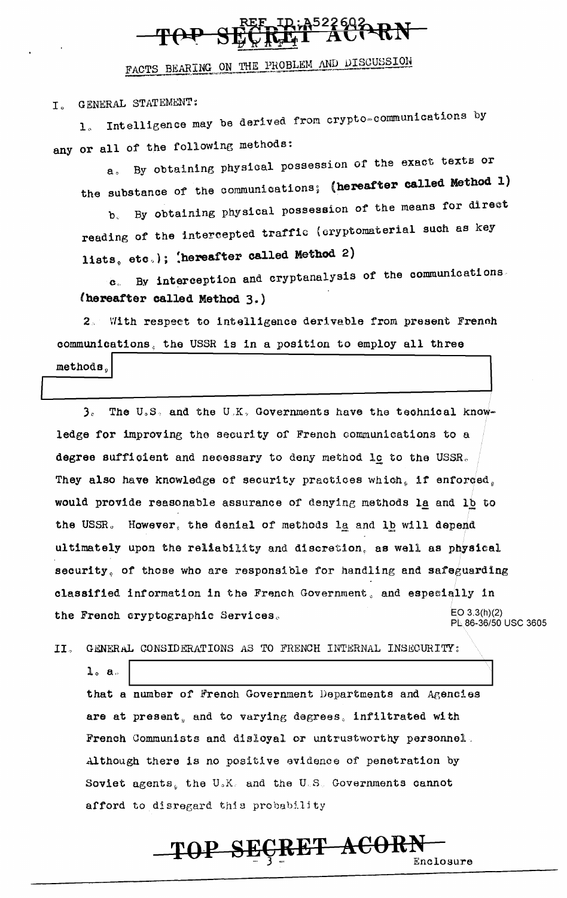## FACTS BEARING ON THE PROBLEM AND DISCUSSION

I. GENERAL STATEMENT:

1. Intelligence may be derived from crypto-communications by any or all of the following methods:

   a. By obtaining physical possession of the exact texts or the substance of the communications; **(hereafter called Method 1)**

   b. By obtaining physical possession of the means for direct reading of the intercepted traffic (cryptomaterial such as key lists, etc.); **(hereafter called Method 2)**

   c. By interception and cryptanalysis of the communications **(hereafter called Method 3.)**

2. With respect to intelligence derivable from present French communications, the USSR is in a position to employ all three methods,

3. The U.S. and the U.K. Governments have the technical knowledge for improving the security of French communications to a degree sufficient and necessary to deny method 1c to the USSR. They also have knowledge of security practices which, if enforced, would provide reasonable assurance of denying methods 1a and 1b to the USSR. However, the denial of methods 1a and 1b will depend ultimately upon the reliability and discretion, as well as physical security, of those who are responsible for handling and safeguarding classified information in the French Government, and especially in the French cryptographic Services.

EO 3.3(h)(2)
PL 86-36/50 USC 3605

II. GENERAL CONSIDERATIONS AS TO FRENCH INTERNAL INSECURITY:

1. a.

   that a number of French Government Departments and Agencies are at present, and to varying degrees, infiltrated with French Communists and disloyal or untrustworthy personnel. Although there is no positive evidence of penetration by Soviet agents, the U.K. and the U.S. Governments cannot afford to disregard this probability

Enclosure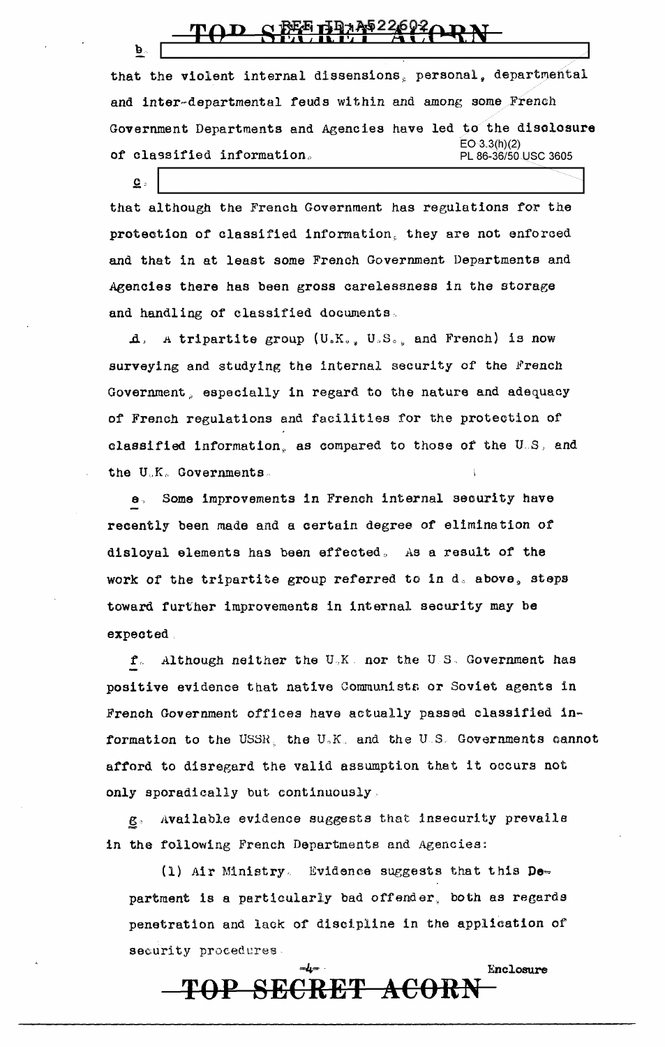b. [redacted]

that the violent internal dissensions, personal, departmental and inter-departmental feuds within and among some French Government Departments and Agencies have led to the disclosure of classified information.

EO 3.3(h)(2)
PL 86-36/50 USC 3605

c. [redacted]

that although the French Government has regulations for the protection of classified information, they are not enforced and that in at least some French Government Departments and Agencies there has been gross carelessness in the storage and handling of classified documents.

d. A tripartite group (U.K., U.S., and French) is now surveying and studying the internal security of the French Government, especially in regard to the nature and adequacy of French regulations and facilities for the protection of classified information, as compared to those of the U.S. and the U.K. Governments.

e. Some improvements in French internal security have recently been made and a certain degree of elimination of disloyal elements has been effected. As a result of the work of the tripartite group referred to in d. above, steps toward further improvements in internal security may be expected.

f. Although neither the U.K. nor the U.S. Government has positive evidence that native Communists or Soviet agents in French Government offices have actually passed classified information to the USSR, the U.K. and the U.S. Governments cannot afford to disregard the valid assumption that it occurs not only sporadically but continuously.

g. Available evidence suggests that insecurity prevails in the following French Departments and Agencies:

(1) Air Ministry. Evidence suggests that this Department is a particularly bad offender, both as regards penetration and lack of discipline in the application of security procedures.

Enclosure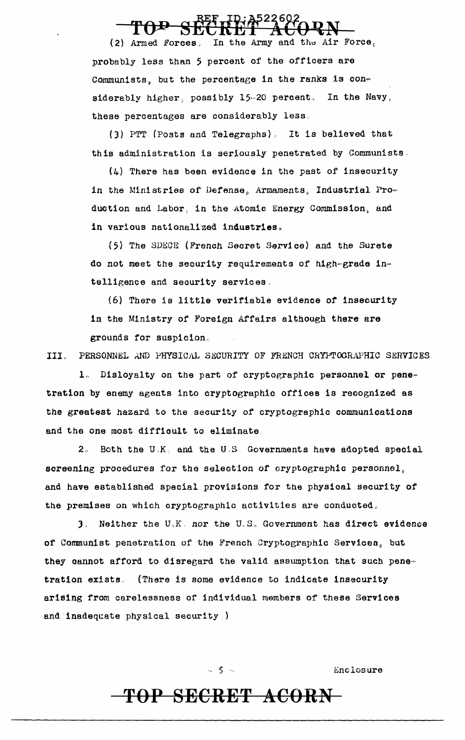(2) Armed Forces. In the Army and the Air Force, probably less than 5 percent of the officers are Communists, but the percentage in the ranks is considerably higher, possibly 15-20 percent. In the Navy, these percentages are considerably less.

(3) PTT (Posts and Telegraphs). It is believed that this administration is seriously penetrated by Communists.

(4) There has been evidence in the past of insecurity in the Ministries of Defense, Armaments, Industrial Production and Labor, in the Atomic Energy Commission, and in various nationalized industries.

(5) The SDECE (French Secret Service) and the Surete do not meet the security requirements of high-grade intelligence and security services.

(6) There is little verifiable evidence of insecurity in the Ministry of Foreign Affairs although there are grounds for suspicion.

## III. PERSONNEL AND PHYSICAL SECURITY OF FRENCH CRYPTOGRAPHIC SERVICES.

1. Disloyalty on the part of cryptographic personnel or penetration by enemy agents into cryptographic offices is recognized as the greatest hazard to the security of cryptographic communications and the one most difficult to eliminate.

2. Both the U.K. and the U.S. Governments have adopted special screening procedures for the selection of cryptographic personnel, and have established special provisions for the physical security of the premises on which cryptographic activities are conducted.

3. Neither the U.K. nor the U.S. Government has direct evidence of Communist penetration of the French Cryptographic Services, but they cannot afford to disregard the valid assumption that such penetration exists. (There is some evidence to indicate insecurity arising from carelessness of individual members of these Services and inadequate physical security.)

Enclosure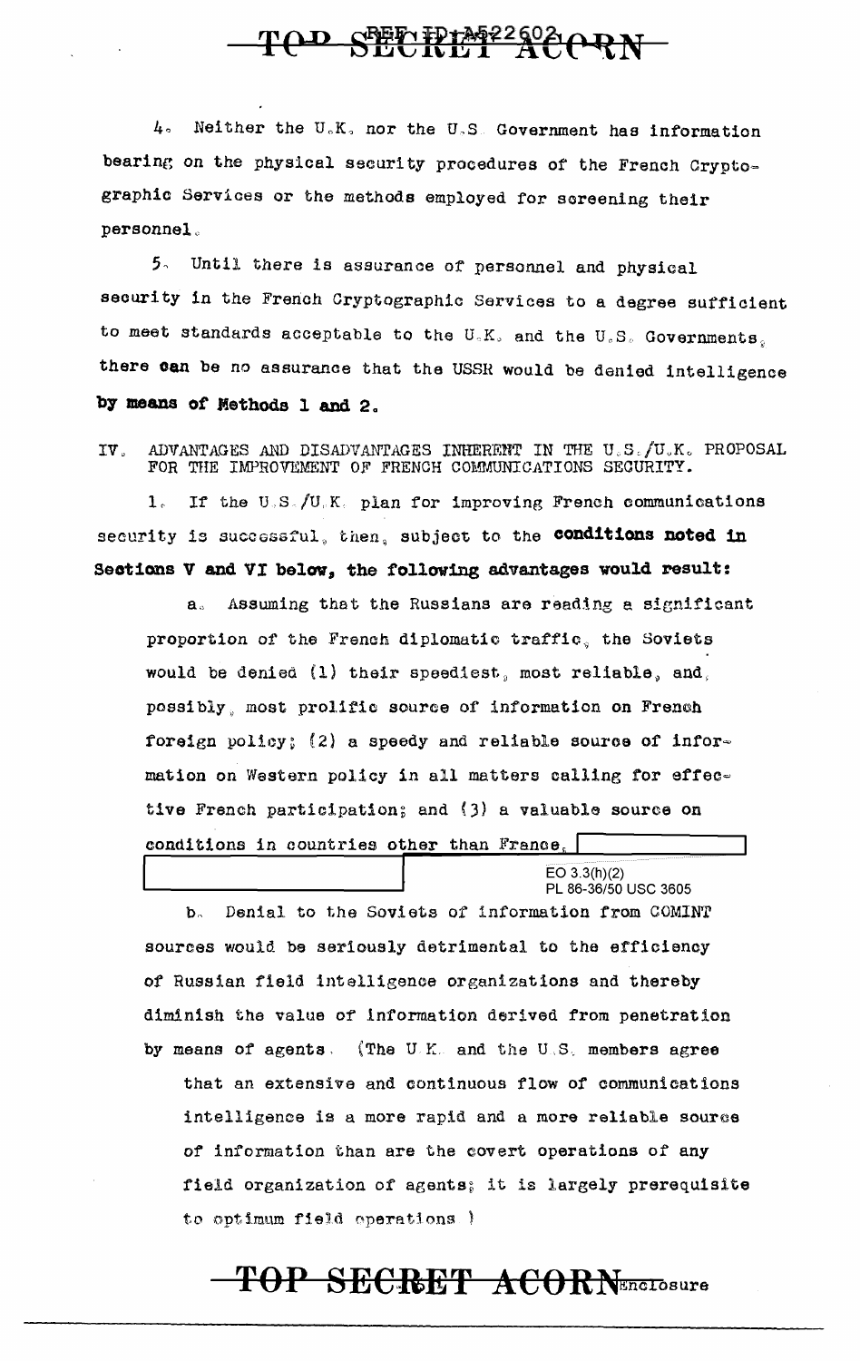4. Neither the U.K. nor the U.S. Government has information bearing on the physical security procedures of the French Cryptographic Services or the methods employed for screening their personnel.

5. Until there is assurance of personnel and physical security in the French Cryptographic Services to a degree sufficient to meet standards acceptable to the U.K. and the U.S. Governments, there can be no assurance that the USSR would be denied intelligence **by means of Methods 1 and 2.**

IV. ADVANTAGES AND DISADVANTAGES INHERENT IN THE U.S./U.K. PROPOSAL FOR THE IMPROVEMENT OF FRENCH COMMUNICATIONS SECURITY.

1. If the U.S./U.K. plan for improving French communications security is successful, then, subject to the **conditions noted in Sections V and VI below, the following advantages would result:**

a. Assuming that the Russians are reading a significant proportion of the French diplomatic traffic, the Soviets would be denied (1) their speediest, most reliable, and, possibly, most prolific source of information on French foreign policy; (2) a speedy and reliable source of information on Western policy in all matters calling for effective French participation; and (3) a valuable source on conditions in countries other than France, [redacted]

EO 3.3(h)(2)
PL 86-36/50 USC 3605

b. Denial to the Soviets of information from COMINT sources would be seriously detrimental to the efficiency of Russian field intelligence organizations and thereby diminish the value of information derived from penetration by means of agents. (The U.K. and the U.S. members agree that an extensive and continuous flow of communications intelligence is a more rapid and a more reliable source of information than are the covert operations of any field organization of agents; it is largely prerequisite to optimum field operations.)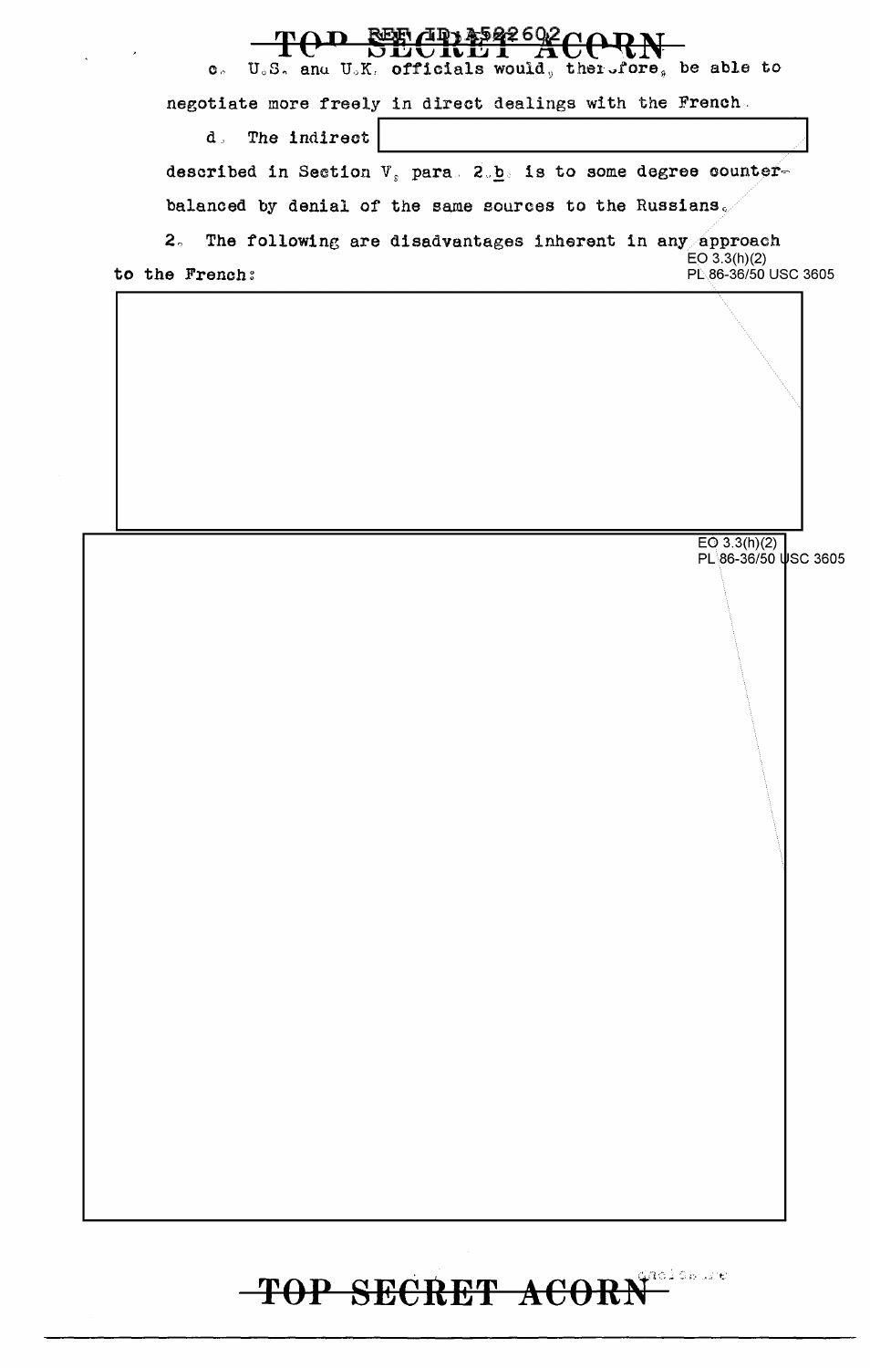TOP SECRET ACORN

c. U.S. and U.K. officials would, therefore, be able to negotiate more freely in direct dealings with the French.

d. The indirect [redacted] described in Section V, para. 2.b. is to some degree counterbalanced by denial of the same sources to the Russians.

2. The following are disadvantages inherent in any approach to the French:

EO 3.3(h)(2)
PL 86-36/50 USC 3605

[redacted]

EO 3.3(h)(2)
PL 86-36/50 USC 3605

[redacted]

TOP SECRET ACORN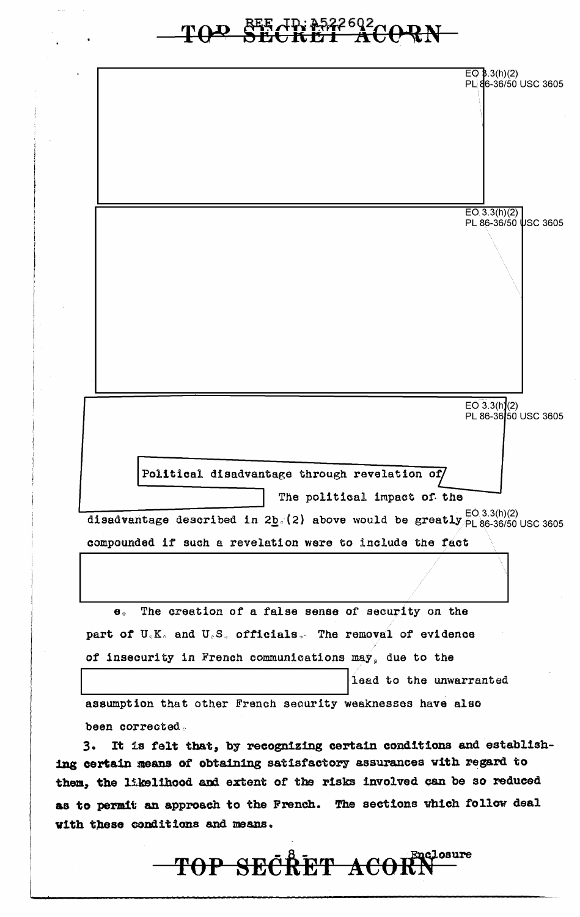Political disadvantage through revelation of

The political impact of the disadvantage described in 2b.(2) above would be greatly compounded if such a revelation were to include the fact

e. The creation of a false sense of security on the part of U.K. and U.S. officials. The removal of evidence of insecurity in French communications may, due to the

lead to the unwarranted assumption that other French security weaknesses have also been corrected.

3. It is felt that, by recognizing certain conditions and establishing certain means of obtaining satisfactory assurances with regard to them, the likelihood and extent of the risks involved can be so reduced as to permit an approach to the French. The sections which follow deal with these conditions and means.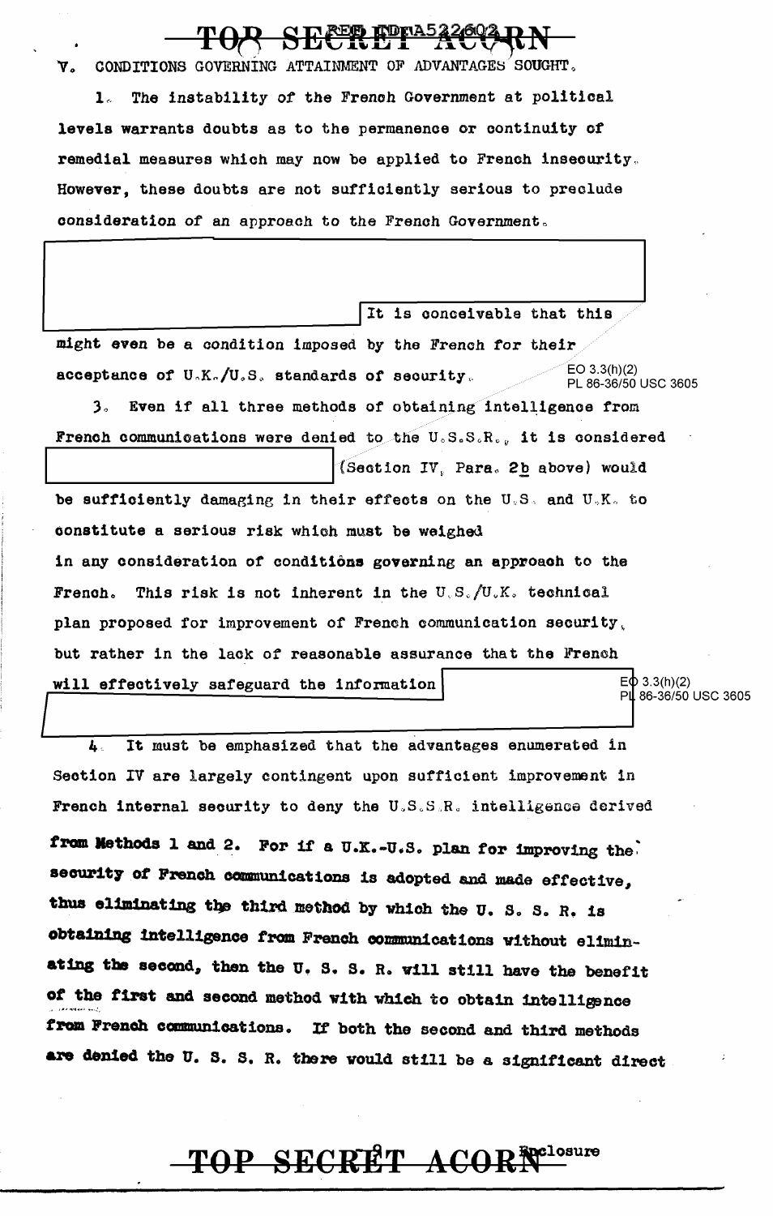V. CONDITIONS GOVERNING ATTAINMENT OF ADVANTAGES SOUGHT.

1. The instability of the French Government at political levels warrants doubts as to the permanence or continuity of remedial measures which may now be applied to French insecurity. However, these doubts are not sufficiently serious to preclude consideration of an approach to the French Government.

It is conceivable that this might even be a condition imposed by the French for their acceptance of U.K./U.S. standards of security.

EO 3.3(h)(2)
PL 86-36/50 USC 3605

3. Even if all three methods of obtaining intelligence from French communications were denied to the U.S.S.R., it is considered (Section IV, Para. 2b above) would be sufficiently damaging in their effects on the U.S. and U.K. to constitute a serious risk which must be weighed in any consideration of conditions governing an approach to the French. This risk is not inherent in the U.S./U.K. technical plan proposed for improvement of French communication security, but rather in the lack of reasonable assurance that the French will effectively safeguard the information

EO 3.3(h)(2)
PL 86-36/50 USC 3605

4. It must be emphasized that the advantages enumerated in Section IV are largely contingent upon sufficient improvement in French internal security to deny the U.S.S.R. intelligence derived from Methods 1 and 2. For if a U.K.-U.S. plan for improving the security of French communications is adopted and made effective, thus eliminating the third method by which the U. S. S. R. is obtaining intelligence from French communications without eliminating the second, then the U. S. S. R. will still have the benefit of the first and second method with which to obtain intelligence from French communications. If both the second and third methods are denied the U. S. S. R. there would still be a significant direct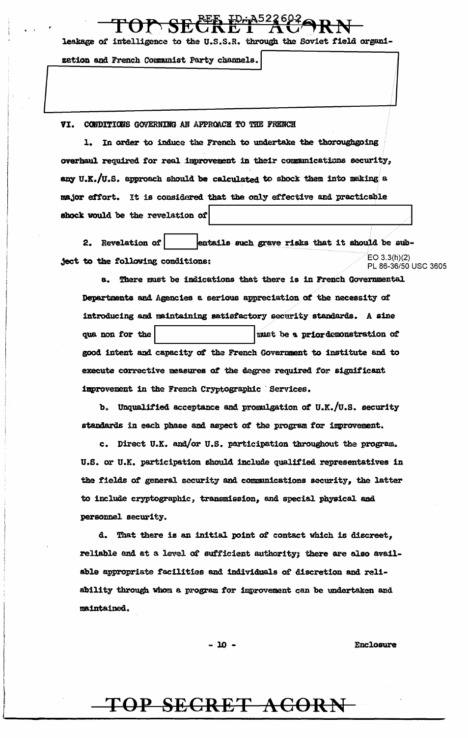leakage of intelligence to the U.S.S.R. through the Soviet field organization and French Communist Party channels.

## VI. CONDITIONS GOVERNING AN APPROACH TO THE FRENCH

1. In order to induce the French to undertake the thoroughgoing overhaul required for real improvement in their communications security, any U.K./U.S. approach should be calculated to shock them into making a major effort. It is considered that the only effective and practicable shock would be the revelation of [redacted]

2. Revelation of [redacted] entails such grave risks that it should be subject to the following conditions:

EO 3.3(h)(2)
PL 86-36/50 USC 3605

a. There must be indications that there is in French Governmental Departments and Agencies a serious appreciation of the necessity of introducing and maintaining satisfactory security standards. A sine qua non for the [redacted] must be a prior demonstration of good intent and capacity of the French Government to institute and to execute corrective measures of the degree required for significant improvement in the French Cryptographic Services.

b. Unqualified acceptance and promulgation of U.K./U.S. security standards in each phase and aspect of the program for improvement.

c. Direct U.K. and/or U.S. participation throughout the program. U.S. or U.K. participation should include qualified representatives in the fields of general security and communications security, the latter to include cryptographic, transmission, and special physical and personnel security.

d. That there is an initial point of contact which is discreet, reliable and at a level of sufficient authority; there are also available appropriate facilities and individuals of discretion and reliability through whom a program for improvement can be undertaken and maintained.

Enclosure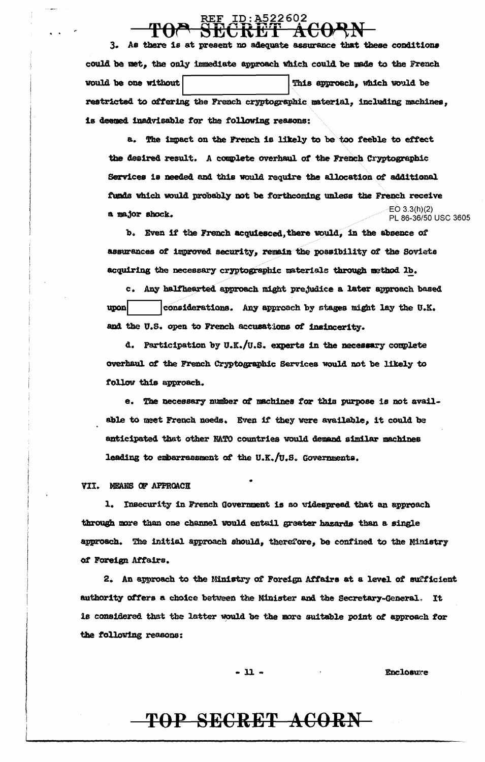3. As there is at present no adequate assurance that these conditions could be met, the only immediate approach which could be made to the French would be one without [REDACTED] This approach, which would be restricted to offering the French cryptographic material, including machines, is deemed inadvisable for the following reasons:

a. The impact on the French is likely to be too feeble to effect the desired result. A complete overhaul of the French Cryptographic Services is needed and this would require the allocation of additional funds which would probably not be forthcoming unless the French receive a major shock.

EO 3.3(h)(2)
PL 86-36/50 USC 3605

b. Even if the French acquiesced, there would, in the absence of assurances of improved security, remain the possibility of the Soviets acquiring the necessary cryptographic materials through method 1b.

c. Any halfhearted approach might prejudice a later approach based upon [REDACTED] considerations. Any approach by stages might lay the U.K. and the U.S. open to French accusations of insincerity.

d. Participation by U.K./U.S. experts in the necessary complete overhaul of the French Cryptographic Services would not be likely to follow this approach.

e. The necessary number of machines for this purpose is not available to meet French needs. Even if they were available, it could be anticipated that other NATO countries would demand similar machines leading to embarrassment of the U.K./U.S. Governments.

## VII. MEANS OF APPROACH

1. Insecurity in French Government is so widespread that an approach through more than one channel would entail greater hazards than a single approach. The initial approach should, therefore, be confined to the Ministry of Foreign Affairs.

2. An approach to the Ministry of Foreign Affairs at a level of sufficient authority offers a choice between the Minister and the Secretary-General. It is considered that the latter would be the more suitable point of approach for the following reasons:

Enclosure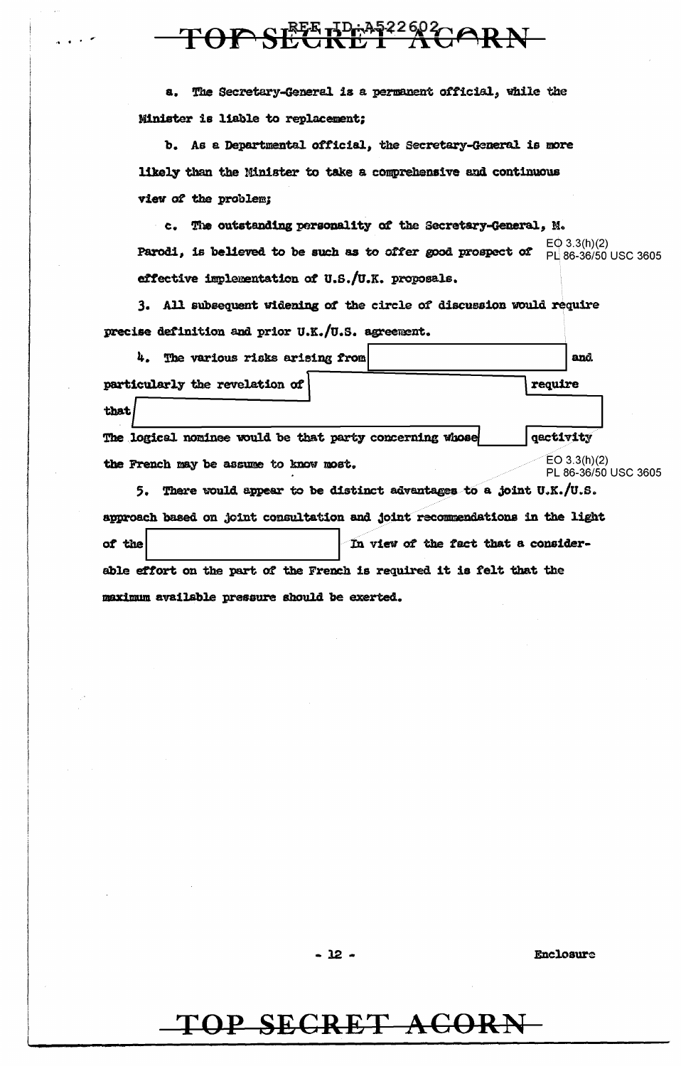a. The Secretary-General is a permanent official, while the Minister is liable to replacement;

b. As a Departmental official, the Secretary-General is more likely than the Minister to take a comprehensive and continuous view of the problem;

c. The outstanding personality of the Secretary-General, M. Parodi, is believed to be such as to offer good prospect of effective implementation of U.S./U.K. proposals.

EO 3.3(h)(2)
PL 86-36/50 USC 3605

3. All subsequent widening of the circle of discussion would require precise definition and prior U.K./U.S. agreement.

4. The various risks arising from [redacted] and particularly the revelation of [redacted] require that [redacted]

The logical nominee would be that party concerning whose [redacted] activity the French may be assume to know most.

EO 3.3(h)(2)
PL 86-36/50 USC 3605

5. There would appear to be distinct advantages to a joint U.K./U.S. approach based on joint consultation and joint recommendations in the light of the [redacted] In view of the fact that a considerable effort on the part of the French is required it is felt that the maximum available pressure should be exerted.

Enclosure